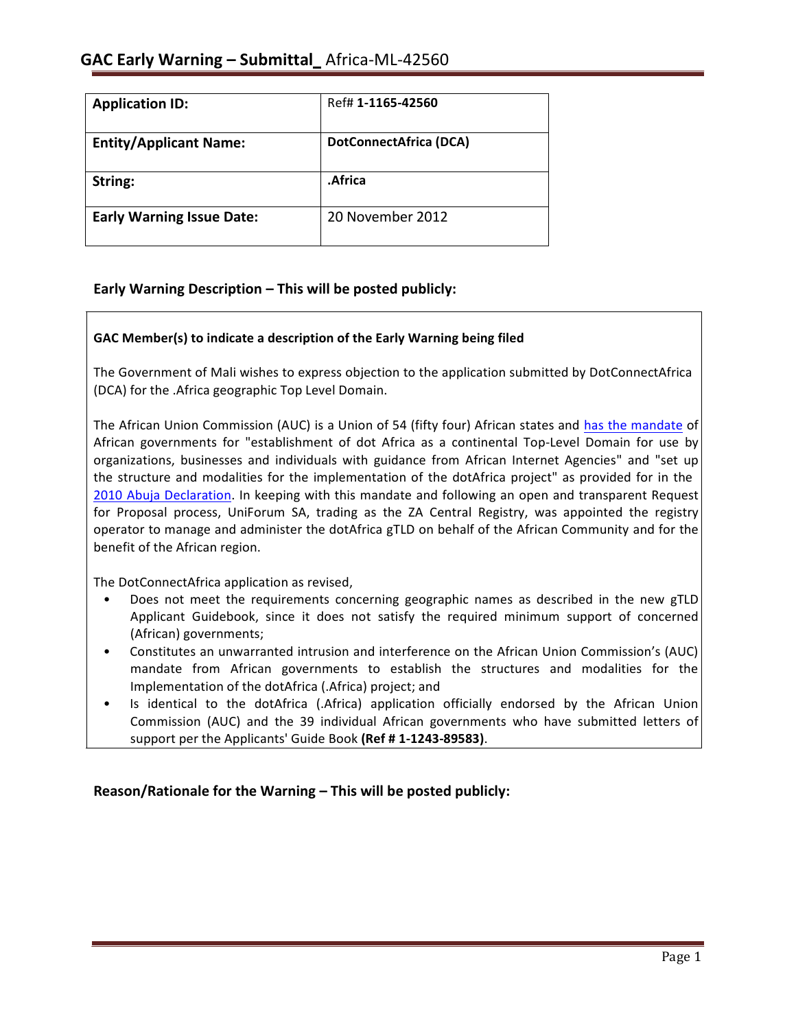# GAC Early Warning – Submittal_ Africa-ML-42560

| Application ID: | Ref# **1-1165-42560** |
|---|---|
| **Entity/Applicant Name:** | **DotConnectAfrica (DCA)** |
| **String:** | **.Africa** |
| **Early Warning Issue Date:** | 20 November 2012 |

## Early Warning Description – This will be posted publicly:

**GAC Member(s) to indicate a description of the Early Warning being filed**

The Government of Mali wishes to express objection to the application submitted by DotConnectAfrica (DCA) for the .Africa geographic Top Level Domain.

The African Union Commission (AUC) is a Union of 54 (fifty four) African states and has the mandate of African governments for "establishment of dot Africa as a continental Top-Level Domain for use by organizations, businesses and individuals with guidance from African Internet Agencies" and "set up the structure and modalities for the implementation of the dotAfrica project" as provided for in the 2010 Abuja Declaration. In keeping with this mandate and following an open and transparent Request for Proposal process, UniForum SA, trading as the ZA Central Registry, was appointed the registry operator to manage and administer the dotAfrica gTLD on behalf of the African Community and for the benefit of the African region.

The DotConnectAfrica application as revised,

- Does not meet the requirements concerning geographic names as described in the new gTLD Applicant Guidebook, since it does not satisfy the required minimum support of concerned (African) governments;
- Constitutes an unwarranted intrusion and interference on the African Union Commission's (AUC) mandate from African governments to establish the structures and modalities for the Implementation of the dotAfrica (.Africa) project; and
- Is identical to the dotAfrica (.Africa) application officially endorsed by the African Union Commission (AUC) and the 39 individual African governments who have submitted letters of support per the Applicants' Guide Book **(Ref # 1-1243-89583)**.

## Reason/Rationale for the Warning – This will be posted publicly: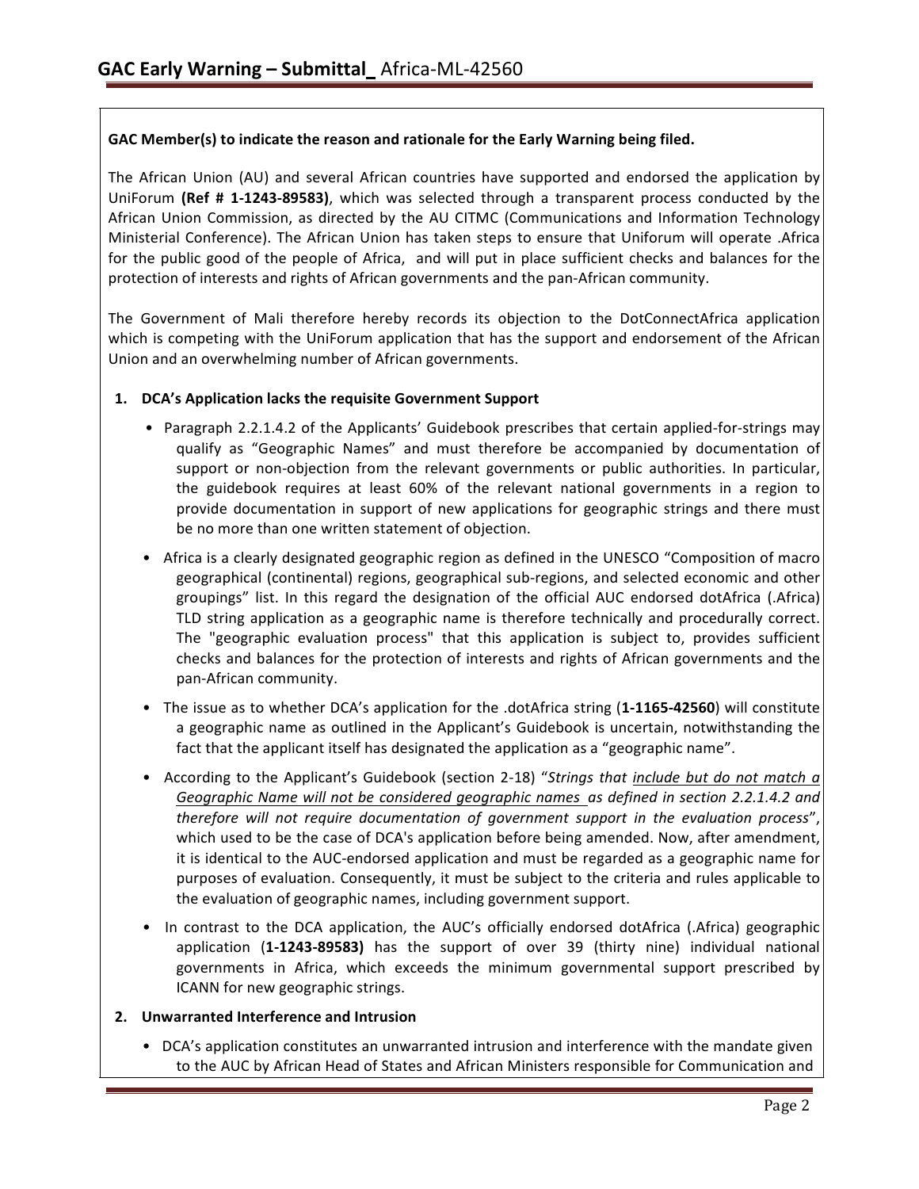**GAC Member(s) to indicate the reason and rationale for the Early Warning being filed.**

The African Union (AU) and several African countries have supported and endorsed the application by UniForum **(Ref # 1-1243-89583)**, which was selected through a transparent process conducted by the African Union Commission, as directed by the AU CITMC (Communications and Information Technology Ministerial Conference). The African Union has taken steps to ensure that Uniforum will operate .Africa for the public good of the people of Africa, and will put in place sufficient checks and balances for the protection of interests and rights of African governments and the pan-African community.

The Government of Mali therefore hereby records its objection to the DotConnectAfrica application which is competing with the UniForum application that has the support and endorsement of the African Union and an overwhelming number of African governments.

1. **DCA's Application lacks the requisite Government Support**
   - Paragraph 2.2.1.4.2 of the Applicants' Guidebook prescribes that certain applied-for-strings may qualify as "Geographic Names" and must therefore be accompanied by documentation of support or non-objection from the relevant governments or public authorities. In particular, the guidebook requires at least 60% of the relevant national governments in a region to provide documentation in support of new applications for geographic strings and there must be no more than one written statement of objection.
   - Africa is a clearly designated geographic region as defined in the UNESCO "Composition of macro geographical (continental) regions, geographical sub-regions, and selected economic and other groupings" list. In this regard the designation of the official AUC endorsed dotAfrica (.Africa) TLD string application as a geographic name is therefore technically and procedurally correct. The "geographic evaluation process" that this application is subject to, provides sufficient checks and balances for the protection of interests and rights of African governments and the pan-African community.
   - The issue as to whether DCA's application for the .dotAfrica string (**1-1165-42560**) will constitute a geographic name as outlined in the Applicant's Guidebook is uncertain, notwithstanding the fact that the applicant itself has designated the application as a "geographic name".
   - According to the Applicant's Guidebook (section 2-18) "*Strings that include but do not match a Geographic Name will not be considered geographic names as defined in section 2.2.1.4.2 and therefore will not require documentation of government support in the evaluation process*", which used to be the case of DCA's application before being amended. Now, after amendment, it is identical to the AUC-endorsed application and must be regarded as a geographic name for purposes of evaluation. Consequently, it must be subject to the criteria and rules applicable to the evaluation of geographic names, including government support.
   - In contrast to the DCA application, the AUC's officially endorsed dotAfrica (.Africa) geographic application (**1-1243-89583)** has the support of over 39 (thirty nine) individual national governments in Africa, which exceeds the minimum governmental support prescribed by ICANN for new geographic strings.

2. **Unwarranted Interference and Intrusion**
   - DCA's application constitutes an unwarranted intrusion and interference with the mandate given to the AUC by African Head of States and African Ministers responsible for Communication and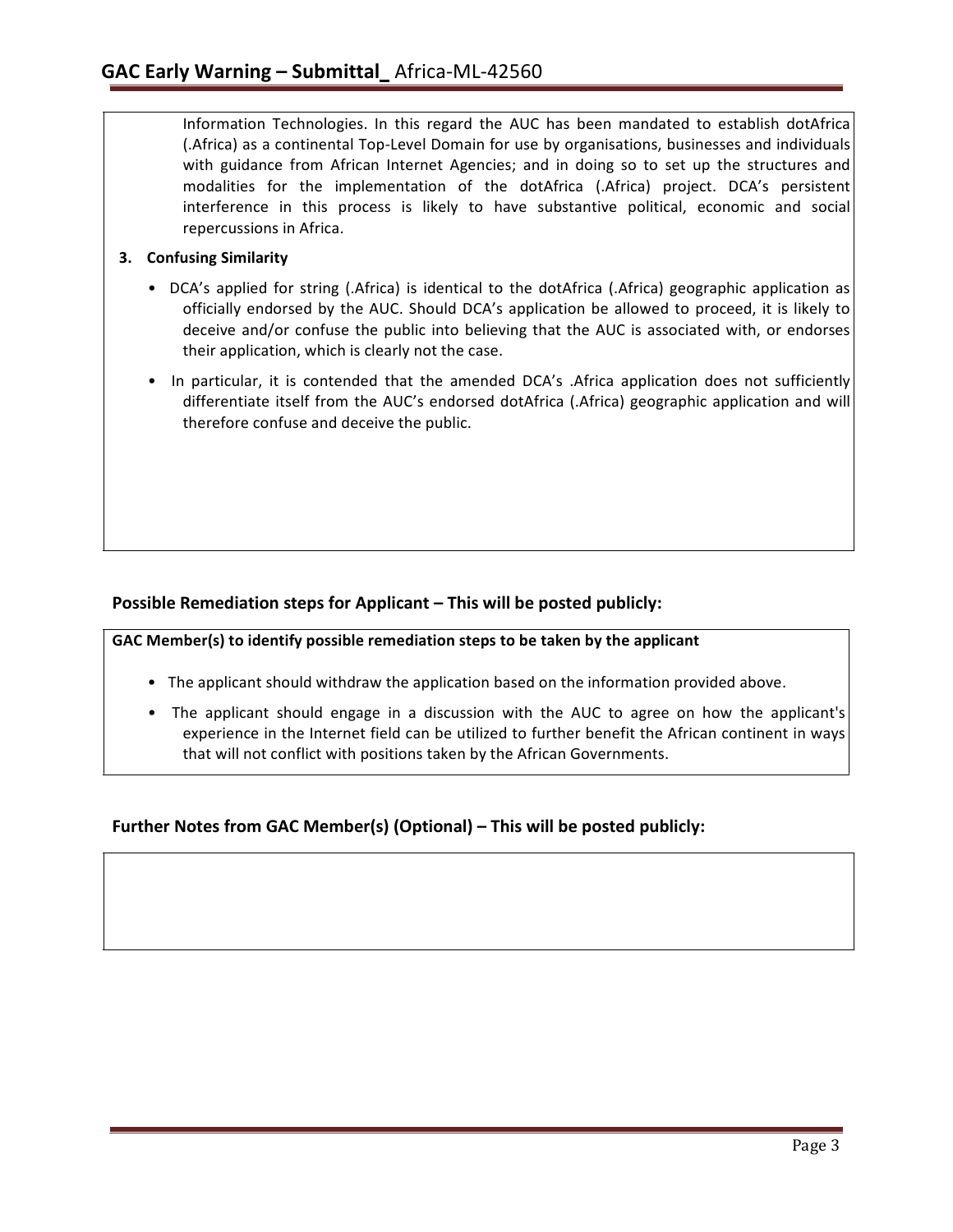Information Technologies. In this regard the AUC has been mandated to establish dotAfrica (.Africa) as a continental Top-Level Domain for use by organisations, businesses and individuals with guidance from African Internet Agencies; and in doing so to set up the structures and modalities for the implementation of the dotAfrica (.Africa) project. DCA's persistent interference in this process is likely to have substantive political, economic and social repercussions in Africa.

**3. Confusing Similarity**

- DCA's applied for string (.Africa) is identical to the dotAfrica (.Africa) geographic application as officially endorsed by the AUC. Should DCA's application be allowed to proceed, it is likely to deceive and/or confuse the public into believing that the AUC is associated with, or endorses their application, which is clearly not the case.
- In particular, it is contended that the amended DCA's .Africa application does not sufficiently differentiate itself from the AUC's endorsed dotAfrica (.Africa) geographic application and will therefore confuse and deceive the public.

## Possible Remediation steps for Applicant – This will be posted publicly:

**GAC Member(s) to identify possible remediation steps to be taken by the applicant**

- The applicant should withdraw the application based on the information provided above.
- The applicant should engage in a discussion with the AUC to agree on how the applicant's experience in the Internet field can be utilized to further benefit the African continent in ways that will not conflict with positions taken by the African Governments.

## Further Notes from GAC Member(s) (Optional) – This will be posted publicly: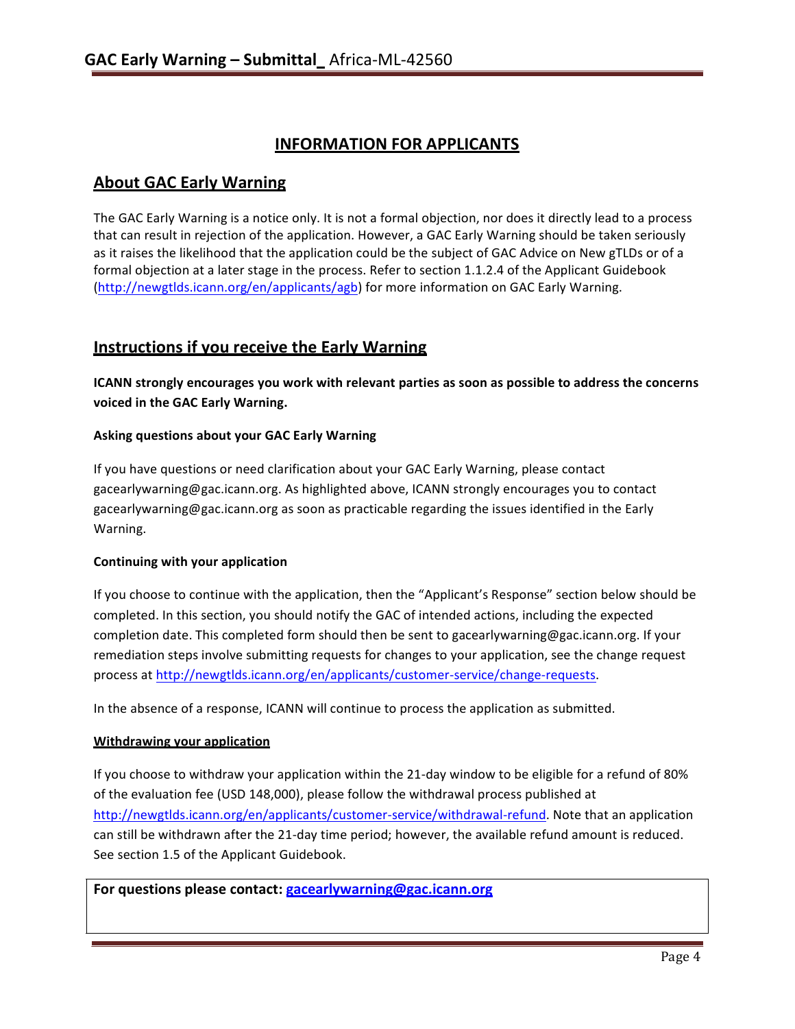# INFORMATION FOR APPLICANTS

## About GAC Early Warning

The GAC Early Warning is a notice only. It is not a formal objection, nor does it directly lead to a process that can result in rejection of the application. However, a GAC Early Warning should be taken seriously as it raises the likelihood that the application could be the subject of GAC Advice on New gTLDs or of a formal objection at a later stage in the process. Refer to section 1.1.2.4 of the Applicant Guidebook (http://newgtlds.icann.org/en/applicants/agb) for more information on GAC Early Warning.

## Instructions if you receive the Early Warning

**ICANN strongly encourages you work with relevant parties as soon as possible to address the concerns voiced in the GAC Early Warning.**

### Asking questions about your GAC Early Warning

If you have questions or need clarification about your GAC Early Warning, please contact gacearlywarning@gac.icann.org. As highlighted above, ICANN strongly encourages you to contact gacearlywarning@gac.icann.org as soon as practicable regarding the issues identified in the Early Warning.

### Continuing with your application

If you choose to continue with the application, then the "Applicant's Response" section below should be completed. In this section, you should notify the GAC of intended actions, including the expected completion date. This completed form should then be sent to gacearlywarning@gac.icann.org. If your remediation steps involve submitting requests for changes to your application, see the change request process at http://newgtlds.icann.org/en/applicants/customer-service/change-requests.

In the absence of a response, ICANN will continue to process the application as submitted.

### Withdrawing your application

If you choose to withdraw your application within the 21-day window to be eligible for a refund of 80% of the evaluation fee (USD 148,000), please follow the withdrawal process published at http://newgtlds.icann.org/en/applicants/customer-service/withdrawal-refund. Note that an application can still be withdrawn after the 21-day time period; however, the available refund amount is reduced. See section 1.5 of the Applicant Guidebook.

**For questions please contact: gacearlywarning@gac.icann.org**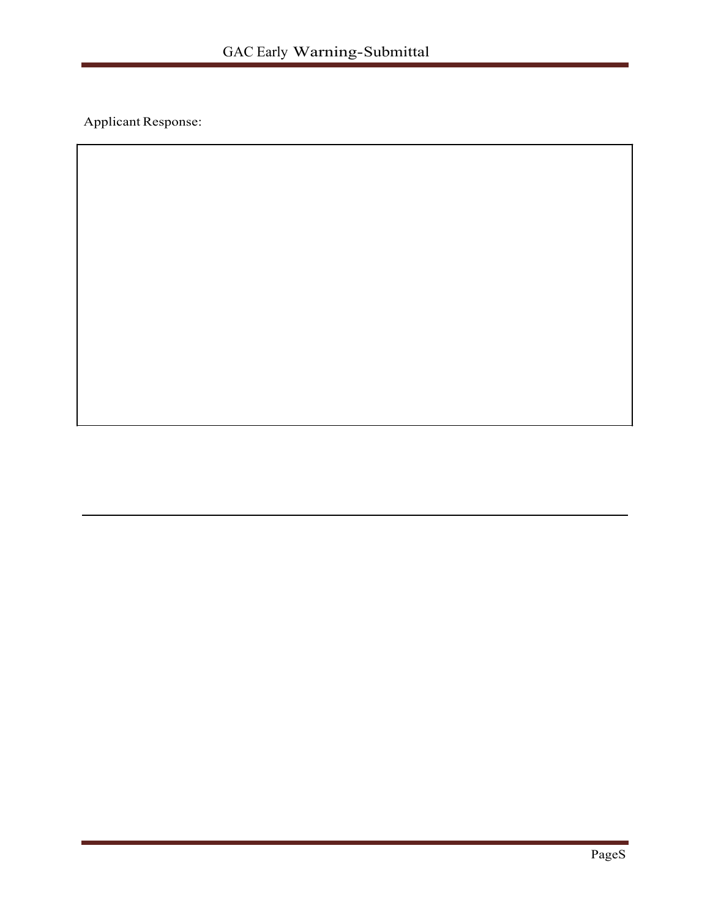Applicant Response: